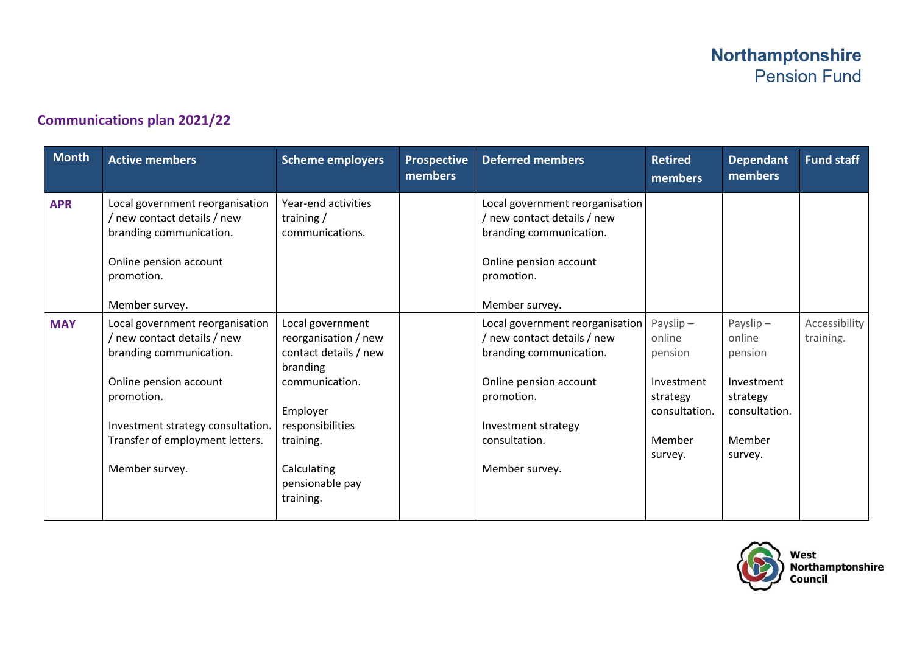# Northamptonshire Pension Fund

## Communications plan 2021/22

| Month | Active members | Scheme employers | Prospective members | Deferred members | Retired members | Dependant members | Fund staff |
|---|---|---|---|---|---|---|---|
| **APR** | Local government reorganisation / new contact details / new branding communication.<br><br>Online pension account promotion.<br><br>Member survey. | Year-end activities training / communications. | | Local government reorganisation / new contact details / new branding communication.<br><br>Online pension account promotion.<br><br>Member survey. | | | |
| **MAY** | Local government reorganisation / new contact details / new branding communication.<br><br>Online pension account promotion.<br><br>Investment strategy consultation.<br>Transfer of employment letters.<br><br>Member survey. | Local government reorganisation / new contact details / new branding communication.<br><br>Employer responsibilities training.<br><br>Calculating pensionable pay training. | | Local government reorganisation / new contact details / new branding communication.<br><br>Online pension account promotion.<br><br>Investment strategy consultation.<br><br>Member survey. | Payslip – online pension<br><br>Investment strategy consultation.<br><br>Member survey. | Payslip – online pension<br><br>Investment strategy consultation.<br><br>Member survey. | Accessibility training. |

West Northamptonshire Council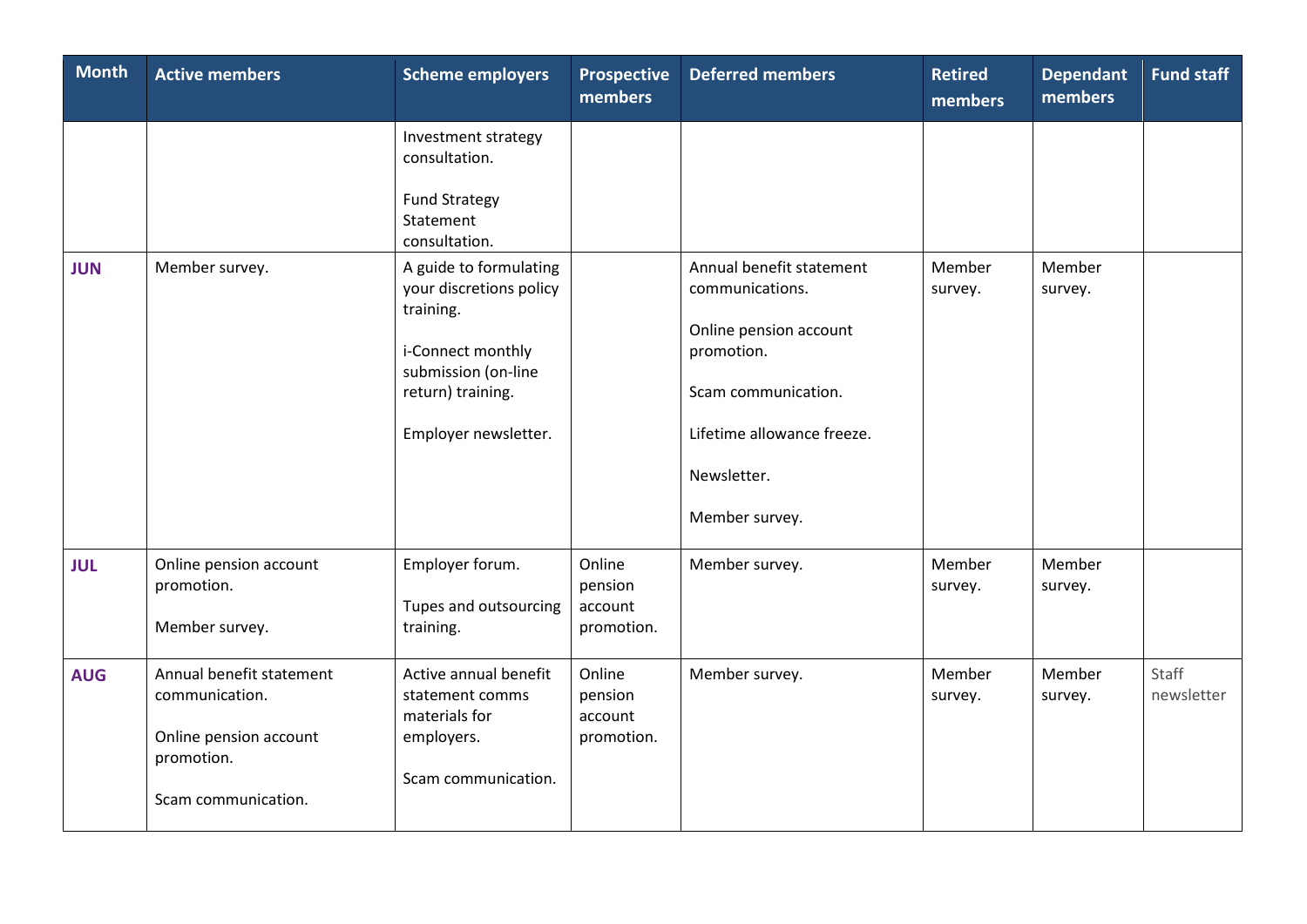| Month | Active members | Scheme employers | Prospective members | Deferred members | Retired members | Dependant members | Fund staff |
|---|---|---|---|---|---|---|---|
| | | Investment strategy consultation.<br><br>Fund Strategy Statement consultation. | | | | | |
| **JUN** | Member survey. | A guide to formulating your discretions policy training.<br><br>i-Connect monthly submission (on-line return) training.<br><br>Employer newsletter. | | Annual benefit statement communications.<br><br>Online pension account promotion.<br><br>Scam communication.<br><br>Lifetime allowance freeze.<br><br>Newsletter.<br><br>Member survey. | Member survey. | Member survey. | |
| **JUL** | Online pension account promotion.<br><br>Member survey. | Employer forum.<br><br>Tupes and outsourcing training. | Online pension account promotion. | Member survey. | Member survey. | Member survey. | |
| **AUG** | Annual benefit statement communication.<br><br>Online pension account promotion.<br><br>Scam communication. | Active annual benefit statement comms materials for employers.<br><br>Scam communication. | Online pension account promotion. | Member survey. | Member survey. | Member survey. | Staff newsletter |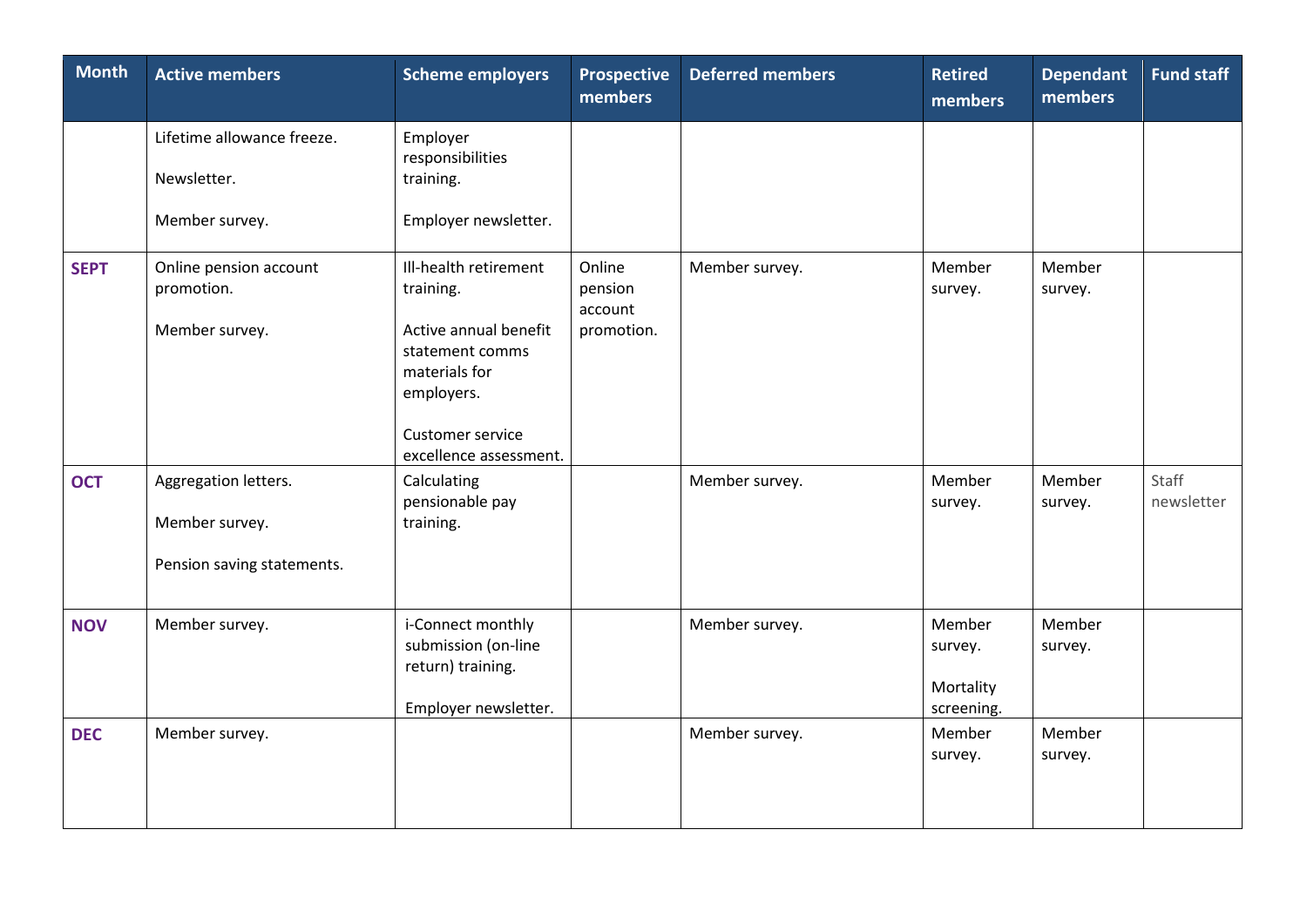| Month | Active members | Scheme employers | Prospective members | Deferred members | Retired members | Dependant members | Fund staff |
|---|---|---|---|---|---|---|---|
| | Lifetime allowance freeze.<br><br>Newsletter.<br><br>Member survey. | Employer responsibilities training.<br><br>Employer newsletter. | | | | | |
| **SEPT** | Online pension account promotion.<br><br>Member survey. | Ill-health retirement training.<br><br>Active annual benefit statement comms materials for employers.<br><br>Customer service excellence assessment. | Online pension account promotion. | Member survey. | Member survey. | Member survey. | |
| **OCT** | Aggregation letters.<br><br>Member survey.<br><br>Pension saving statements. | Calculating pensionable pay training. | | Member survey. | Member survey. | Member survey. | Staff newsletter |
| **NOV** | Member survey. | i-Connect monthly submission (on-line return) training.<br><br>Employer newsletter. | | Member survey. | Member survey.<br><br>Mortality screening. | Member survey. | |
| **DEC** | Member survey. | | | Member survey. | Member survey. | Member survey. | |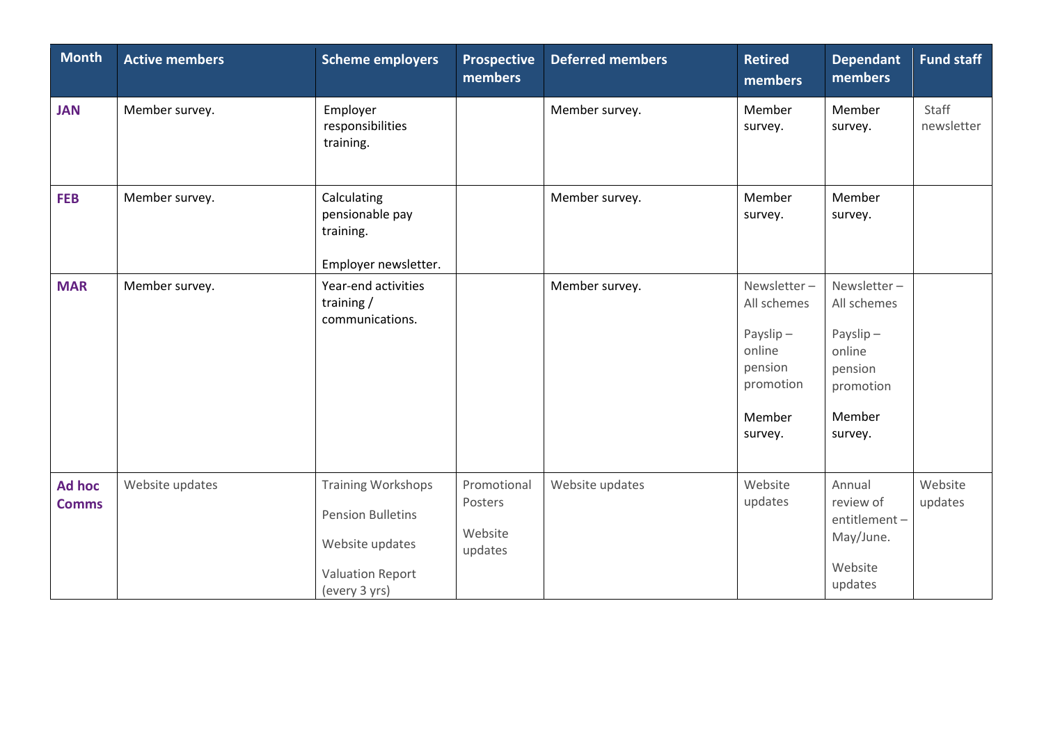| Month | Active members | Scheme employers | Prospective members | Deferred members | Retired members | Dependant members | Fund staff |
|---|---|---|---|---|---|---|---|
| **JAN** | Member survey. | Employer responsibilities training. | | Member survey. | Member survey. | Member survey. | Staff newsletter |
| **FEB** | Member survey. | Calculating pensionable pay training.<br><br>Employer newsletter. | | Member survey. | Member survey. | Member survey. | |
| **MAR** | Member survey. | Year-end activities training / communications. | | Member survey. | Newsletter – All schemes<br><br>Payslip – online pension promotion<br><br>Member survey. | Newsletter – All schemes<br><br>Payslip – online pension promotion<br><br>Member survey. | |
| **Ad hoc Comms** | Website updates | Training Workshops<br><br>Pension Bulletins<br><br>Website updates<br><br>Valuation Report (every 3 yrs) | Promotional Posters<br><br>Website updates | Website updates | Website updates | Annual review of entitlement – May/June.<br><br>Website updates | Website updates |